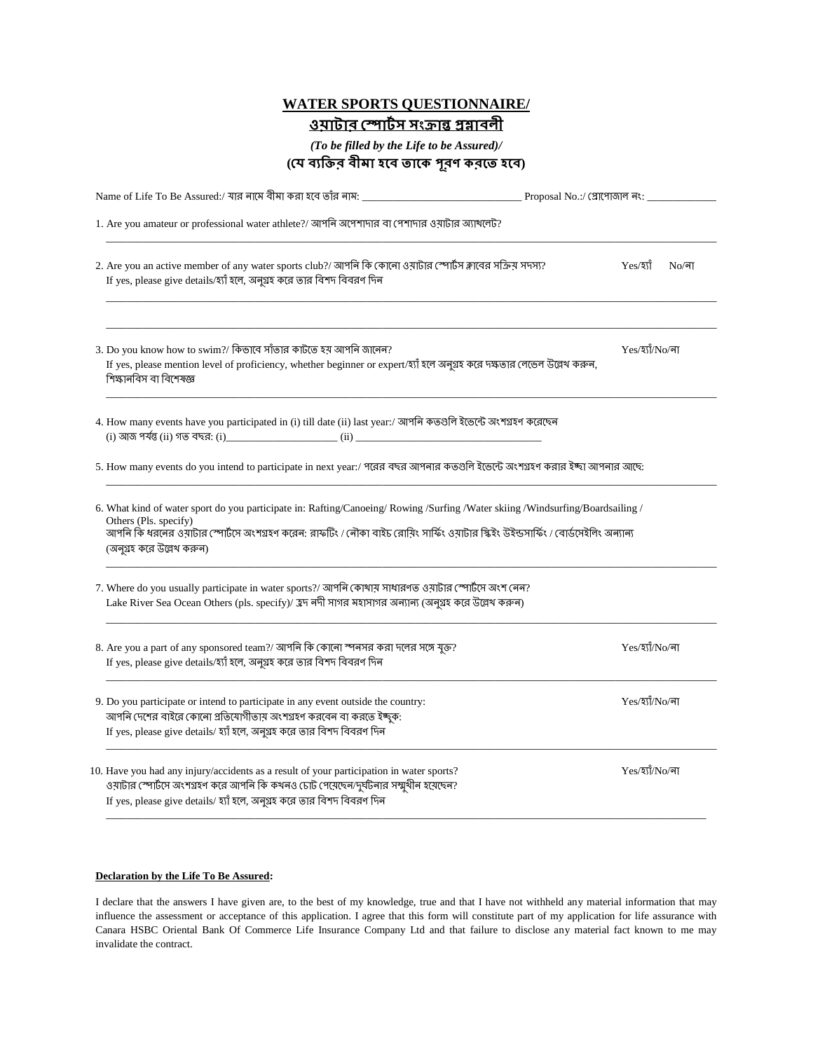# WATER SPORTS QUESTIONNAIRE/
# ওয়াটার স্পোর্টস সংক্রান্ত প্রশ্নাবলী

***(To be filled by the Life to be Assured)/***
**(যে ব্যক্তির বীমা হবে তাকে পূরণ করতে হবে)**

Name of Life To Be Assured:/ যার নামে বীমা করা হবে তাঁর নাম: ______________________________ Proposal No.:/ প্রোপোজাল নং: _____________

1. Are you amateur or professional water athlete?/ আপনি অপেশাদার বা পেশাদার ওয়াটার অ্যাথলেট?

   ____________________________________________________________________________________________

2. Are you an active member of any water sports club?/ আপনি কি কোনো ওয়াটার স্পোর্টস ক্লাবের সক্রিয় সদস্য? Yes/হ্যাঁ No/না
   If yes, please give details/হ্যাঁ হলে, অনুগ্রহ করে তার বিশদ বিবরণ দিন

   ____________________________________________________________________________________________

   ____________________________________________________________________________________________

3. Do you know how to swim?/ কিভাবে সাঁতার কাটতে হয় আপনি জানেন? Yes/হ্যাঁ/No/না
   If yes, please mention level of proficiency, whether beginner or expert/হ্যাঁ হলে অনুগ্রহ করে দক্ষতার লেভেল উল্লেখ করুন, শিক্ষানবিস বা বিশেষজ্ঞ

   ____________________________________________________________________________________________

4. How many events have you participated in (i) till date (ii) last year:/ আপনি কতগুলি ইভেন্টে অংশগ্রহণ করেছেন
   (i) আজ পর্যন্ত (ii) গত বছর: (i)_____________________ (ii) ____________________________________

5. How many events do you intend to participate in next year:/ পরের বছর আপনার কতগুলি ইভেন্টে অংশগ্রহণ করার ইচ্ছা আপনার আছে:

   ____________________________________________________________________________________________

6. What kind of water sport do you participate in: Rafting/Canoeing/ Rowing /Surfing /Water skiing /Windsurfing/Boardsailing / Others (Pls. specify)
   আপনি কি ধরনের ওয়াটার স্পোর্টসে অংশগ্রহণ করেন: রাফটিং / নৌকা বাইচ রোয়িং সার্ফিং ওয়াটার স্কিইং উইন্ডসার্ফিং / বোর্ডসেইলিং অন্যান্য (অনুগ্রহ করে উল্লেখ করুন)

   ____________________________________________________________________________________________

7. Where do you usually participate in water sports?/ আপনি কোথায় সাধারণত ওয়াটার স্পোর্টসে অংশ নেন?
   Lake River Sea Ocean Others (pls. specify)/ হ্রদ নদী সাগর মহাসাগর অন্যান্য (অনুগ্রহ করে উল্লেখ করুন)

   ____________________________________________________________________________________________

8. Are you a part of any sponsored team?/ আপনি কি কোনো স্পনসর করা দলের সঙ্গে যুক্ত? Yes/হ্যাঁ/No/না
   If yes, please give details/হ্যাঁ হলে, অনুগ্রহ করে তার বিশদ বিবরণ দিন

   ____________________________________________________________________________________________

9. Do you participate or intend to participate in any event outside the country: Yes/হ্যাঁ/No/না
   আপনি দেশের বাইরে কোনো প্রতিযোগীতায় অংশগ্রহণ করবেন বা করতে ইচ্ছুক:
   If yes, please give details/ হ্যাঁ হলে, অনুগ্রহ করে তার বিশদ বিবরণ দিন

   ____________________________________________________________________________________________

10. Have you had any injury/accidents as a result of your participation in water sports? Yes/হ্যাঁ/No/না
    ওয়াটার স্পোর্টসে অংশগ্রহণ করে আপনি কি কখনও চোট পেয়েছেন/দুর্ঘটনার সম্মুখীন হয়েছেন?
    If yes, please give details/ হ্যাঁ হলে, অনুগ্রহ করে তার বিশদ বিবরণ দিন

    ____________________________________________________________________________________________

**Declaration by the Life To Be Assured:**

I declare that the answers I have given are, to the best of my knowledge, true and that I have not withheld any material information that may influence the assessment or acceptance of this application. I agree that this form will constitute part of my application for life assurance with Canara HSBC Oriental Bank Of Commerce Life Insurance Company Ltd and that failure to disclose any material fact known to me may invalidate the contract.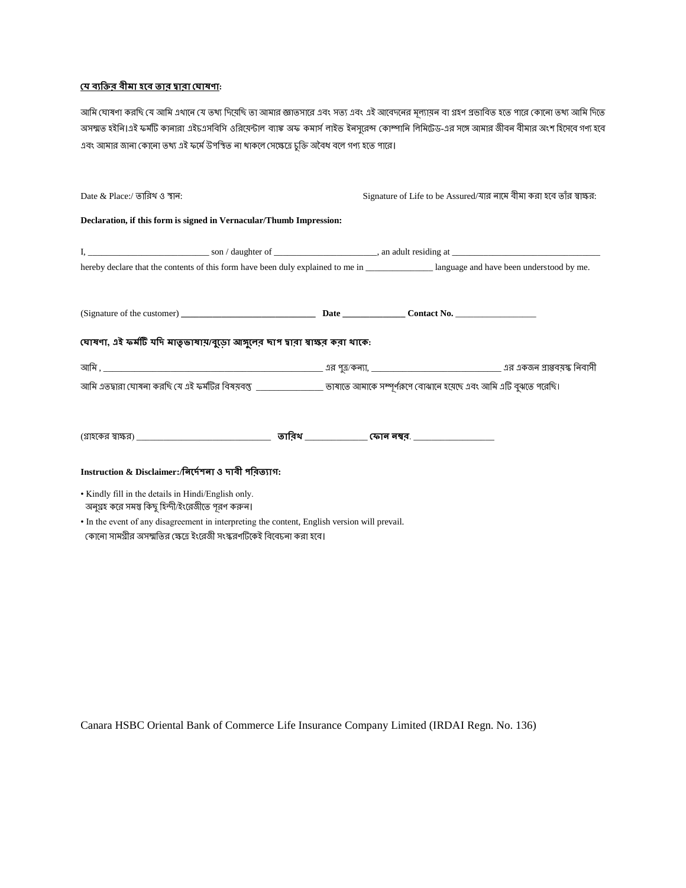**<u>যে ব্যক্তির বীমা হবে তার দ্বারা ঘোষণা:</u>**

আমি ঘোষণা করছি যে আমি এখানে যে তথ্য দিয়েছি তা আমার জ্ঞাতসারে এবং সত্য এবং এই আবেদনের মূল্যায়ন বা গ্রহণ প্রভাবিত হতে পারে কোনো তথ্য আমি দিতে অসম্মত হইনি।এই ফর্মটি কানারা এইচএসবিসি ওরিয়েন্টাল ব্যাঙ্ক অফ কমার্স লাইভ ইনসুরেন্স কোম্পানি লিমিটেড-এর সঙ্গে আমার জীবন বীমার অংশ হিসেবে গণ্য হবে এবং আমার জানা কোনো তথ্য এই ফর্মে উপস্থিত না থাকলে সেক্ষেত্রে চুক্তি অবৈধ বলে গণ্য হতে পারে।

Date & Place:/ তারিখ ও স্থান: Signature of Life to be Assured/যার নামে বীমা করা হবে তাঁর স্বাক্ষর:

**Declaration, if this form is signed in Vernacular/Thumb Impression:**

I, ___________________________ son / daughter of _______________________, an adult residing at _________________________________ hereby declare that the contents of this form have been duly explained to me in _______________ language and have been understood by me.

(Signature of the customer) ______________________________ **Date** ______________ **Contact No.** __________________

**ঘোষণা, এই ফর্মটি যদি মাতৃভাষায়/বুড়ো আঙ্গুলের ছাপ দ্বারা স্বাক্ষর করা থাকে:**

আমি , ______________________________________________ এর পুত্র/কন্যা, _____________________________ এর একজন প্রাপ্তবয়স্ক নিবাসী আমি এতদ্বারা ঘোষনা করছি যে এই ফর্মটির বিষয়বস্তু _______________ ভাষাতে আমাকে সম্পূর্ণরূপে বোঝানো হয়েছে এবং আমি এটি বুঝতে পেরেছি।

(গ্রাহকের স্বাক্ষর) ______________________________ **তারিখ** ______________ **ফোন নম্বর**. __________________

**Instruction & Disclaimer:/নির্দেশনা ও দাবী পরিত্যাগ:**

- Kindly fill in the details in Hindi/English only.
  অনুগ্রহ করে সমস্ত কিছু হিন্দী/ইংরেজীতে পূরণ করুন।
- In the event of any disagreement in interpreting the content, English version will prevail.
  কোনো সামগ্রীর অসম্মতির ক্ষেত্রে ইংরেজী সংস্করণটিকেই বিবেচনা করা হবে।

Canara HSBC Oriental Bank of Commerce Life Insurance Company Limited (IRDAI Regn. No. 136)